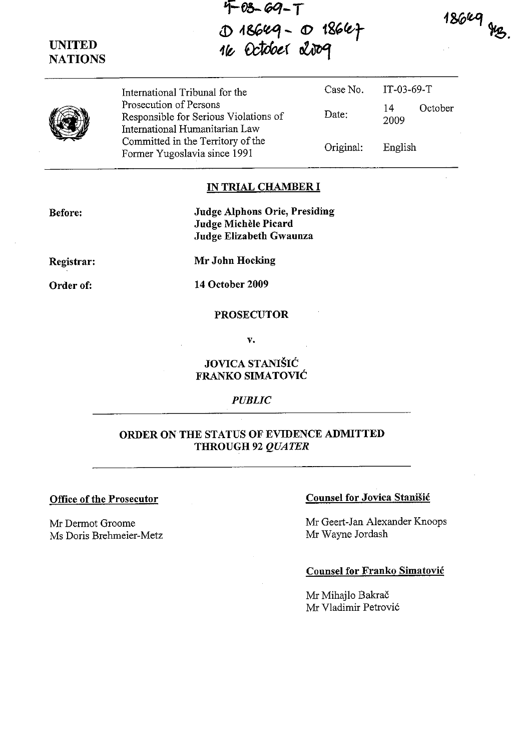IT-03-69-T
D 18649 - D 18647
16 October 2009

18649 MB.

**UNITED NATIONS**

| | | | |
|---|---|---|---|
| | International Tribunal for the Prosecution of Persons Responsible for Serious Violations of International Humanitarian Law Committed in the Territory of the Former Yugoslavia since 1991 | Case No. | IT-03-69-T |
| | | Date: | 14 October 2009 |
| | | Original: | English |

## IN TRIAL CHAMBER I

**Before:** **Judge Alphons Orie, Presiding**
**Judge Michèle Picard**
**Judge Elizabeth Gwaunza**

**Registrar:** **Mr John Hocking**

**Order of:** **14 October 2009**

**PROSECUTOR**

**v.**

**JOVICA STANIŠIĆ**
**FRANKO SIMATOVIĆ**

*PUBLIC*

**ORDER ON THE STATUS OF EVIDENCE ADMITTED THROUGH 92 *QUATER***

**Office of the Prosecutor**

Mr Dermot Groome
Ms Doris Brehmeier-Metz

**Counsel for Jovica Stanišić**

Mr Geert-Jan Alexander Knoops
Mr Wayne Jordash

**Counsel for Franko Simatović**

Mr Mihajlo Bakrač
Mr Vladimir Petrović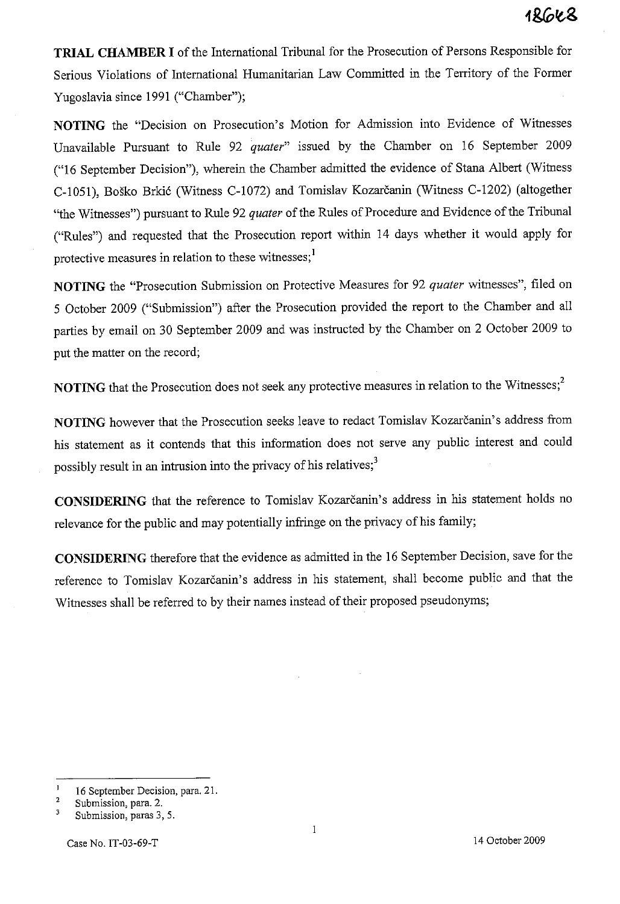**TRIAL CHAMBER I** of the International Tribunal for the Prosecution of Persons Responsible for Serious Violations of International Humanitarian Law Committed in the Territory of the Former Yugoslavia since 1991 ("Chamber");

**NOTING** the "Decision on Prosecution's Motion for Admission into Evidence of Witnesses Unavailable Pursuant to Rule 92 *quater*" issued by the Chamber on 16 September 2009 ("16 September Decision"), wherein the Chamber admitted the evidence of Stana Albert (Witness C-1051), Boško Brkić (Witness C-1072) and Tomislav Kozarčanin (Witness C-1202) (altogether "the Witnesses") pursuant to Rule 92 *quater* of the Rules of Procedure and Evidence of the Tribunal ("Rules") and requested that the Prosecution report within 14 days whether it would apply for protective measures in relation to these witnesses;[1]

**NOTING** the "Prosecution Submission on Protective Measures for 92 *quater* witnesses", filed on 5 October 2009 ("Submission") after the Prosecution provided the report to the Chamber and all parties by email on 30 September 2009 and was instructed by the Chamber on 2 October 2009 to put the matter on the record;

**NOTING** that the Prosecution does not seek any protective measures in relation to the Witnesses;[2]

**NOTING** however that the Prosecution seeks leave to redact Tomislav Kozarčanin's address from his statement as it contends that this information does not serve any public interest and could possibly result in an intrusion into the privacy of his relatives;[3]

**CONSIDERING** that the reference to Tomislav Kozarčanin's address in his statement holds no relevance for the public and may potentially infringe on the privacy of his family;

**CONSIDERING** therefore that the evidence as admitted in the 16 September Decision, save for the reference to Tomislav Kozarčanin's address in his statement, shall become public and that the Witnesses shall be referred to by their names instead of their proposed pseudonyms;

---

[1] 16 September Decision, para. 21.

[2] Submission, para. 2.

[3] Submission, paras 3, 5.

Case No. IT-03-69-T 14 October 2009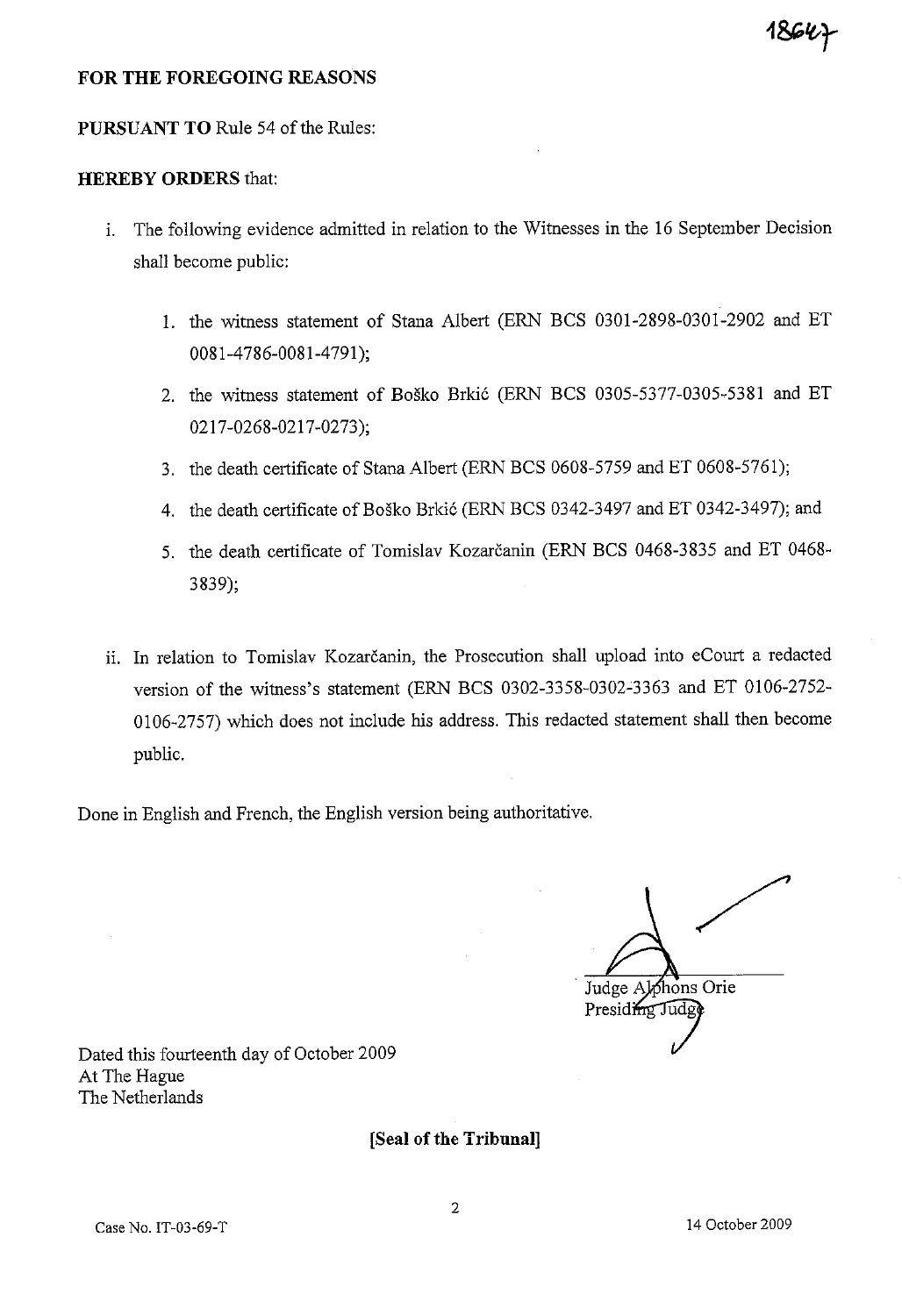**FOR THE FOREGOING REASONS**

**PURSUANT TO** Rule 54 of the Rules:

**HEREBY ORDERS** that:

i. The following evidence admitted in relation to the Witnesses in the 16 September Decision shall become public:

   1. the witness statement of Stana Albert (ERN BCS 0301-2898-0301-2902 and ET 0081-4786-0081-4791);
   2. the witness statement of Boško Brkić (ERN BCS 0305-5377-0305-5381 and ET 0217-0268-0217-0273);
   3. the death certificate of Stana Albert (ERN BCS 0608-5759 and ET 0608-5761);
   4. the death certificate of Boško Brkić (ERN BCS 0342-3497 and ET 0342-3497); and
   5. the death certificate of Tomislav Kozarčanin (ERN BCS 0468-3835 and ET 0468-3839);

ii. In relation to Tomislav Kozarčanin, the Prosecution shall upload into eCourt a redacted version of the witness's statement (ERN BCS 0302-3358-0302-3363 and ET 0106-2752-0106-2757) which does not include his address. This redacted statement shall then become public.

Done in English and French, the English version being authoritative.

Judge Alphons Orie
Presiding Judge

Dated this fourteenth day of October 2009
At The Hague
The Netherlands

**[Seal of the Tribunal]**